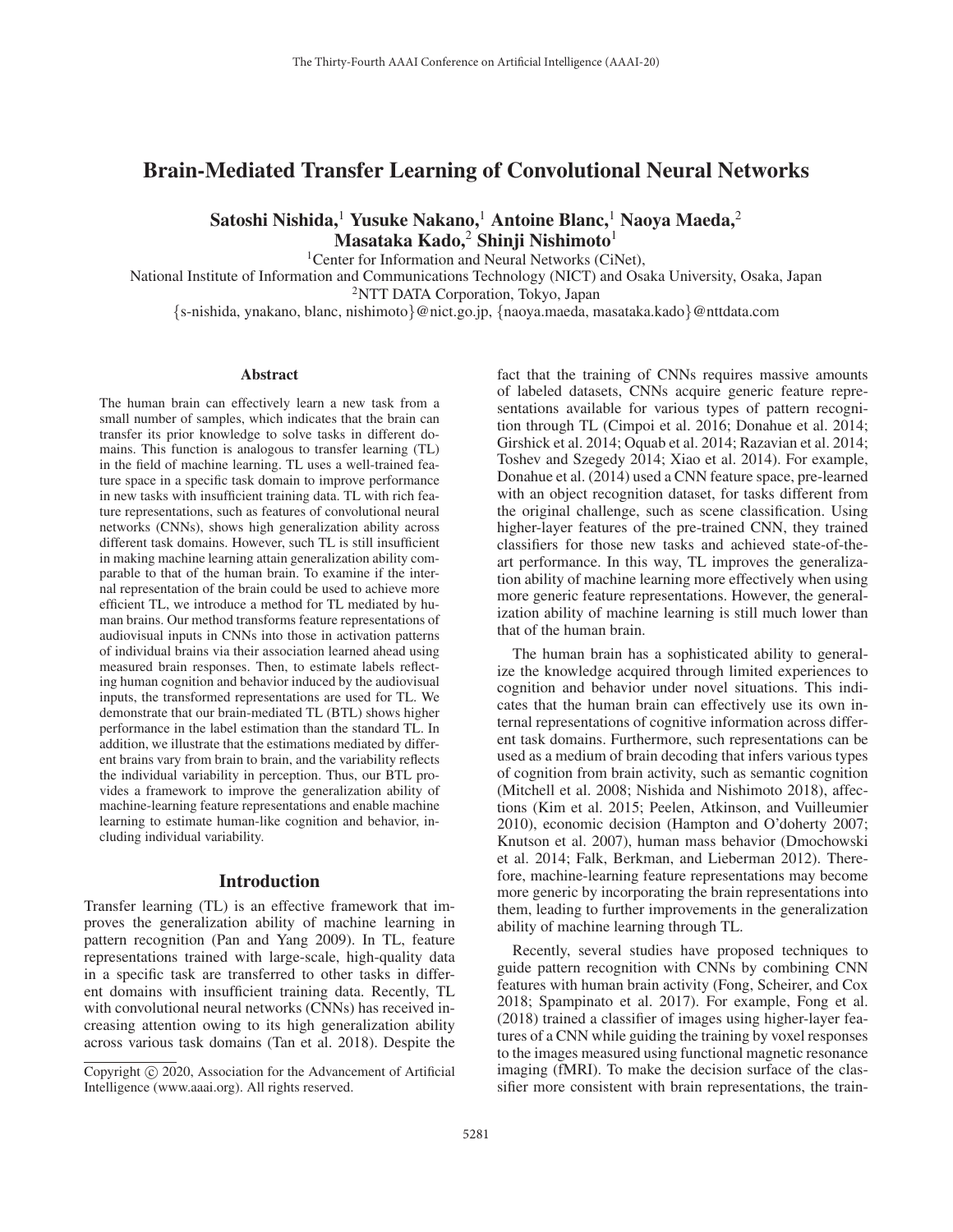# Brain-Mediated Transfer Learning of Convolutional Neural Networks

**Satoshi Nishida,[1] Yusuke Nakano,[1] Antoine Blanc,[1] Naoya Maeda,[2] Masataka Kado,[2] Shinji Nishimoto[1]**

[1]Center for Information and Neural Networks (CiNet),
National Institute of Information and Communications Technology (NICT) and Osaka University, Osaka, Japan
[2]NTT DATA Corporation, Tokyo, Japan
{s-nishida, ynakano, blanc, nishimoto}@nict.go.jp, {naoya.maeda, masataka.kado}@nttdata.com

## Abstract

The human brain can effectively learn a new task from a small number of samples, which indicates that the brain can transfer its prior knowledge to solve tasks in different domains. This function is analogous to transfer learning (TL) in the field of machine learning. TL uses a well-trained feature space in a specific task domain to improve performance in new tasks with insufficient training data. TL with rich feature representations, such as features of convolutional neural networks (CNNs), shows high generalization ability across different task domains. However, such TL is still insufficient in making machine learning attain generalization ability comparable to that of the human brain. To examine if the internal representation of the brain could be used to achieve more efficient TL, we introduce a method for TL mediated by human brains. Our method transforms feature representations of audiovisual inputs in CNNs into those in activation patterns of individual brains via their association learned ahead using measured brain responses. Then, to estimate labels reflecting human cognition and behavior induced by the audiovisual inputs, the transformed representations are used for TL. We demonstrate that our brain-mediated TL (BTL) shows higher performance in the label estimation than the standard TL. In addition, we illustrate that the estimations mediated by different brains vary from brain to brain, and the variability reflects the individual variability in perception. Thus, our BTL provides a framework to improve the generalization ability of machine-learning feature representations and enable machine learning to estimate human-like cognition and behavior, including individual variability.

## Introduction

Transfer learning (TL) is an effective framework that improves the generalization ability of machine learning in pattern recognition (Pan and Yang 2009). In TL, feature representations trained with large-scale, high-quality data in a specific task are transferred to other tasks in different domains with insufficient training data. Recently, TL with convolutional neural networks (CNNs) has received increasing attention owing to its high generalization ability across various task domains (Tan et al. 2018). Despite the fact that the training of CNNs requires massive amounts of labeled datasets, CNNs acquire generic feature representations available for various types of pattern recognition through TL (Cimpoi et al. 2016; Donahue et al. 2014; Girshick et al. 2014; Oquab et al. 2014; Razavian et al. 2014; Toshev and Szegedy 2014; Xiao et al. 2014). For example, Donahue et al. (2014) used a CNN feature space, pre-learned with an object recognition dataset, for tasks different from the original challenge, such as scene classification. Using higher-layer features of the pre-trained CNN, they trained classifiers for those new tasks and achieved state-of-the-art performance. In this way, TL improves the generalization ability of machine learning more effectively when using more generic feature representations. However, the generalization ability of machine learning is still much lower than that of the human brain.

The human brain has a sophisticated ability to generalize the knowledge acquired through limited experiences to cognition and behavior under novel situations. This indicates that the human brain can effectively use its own internal representations of cognitive information across different task domains. Furthermore, such representations can be used as a medium of brain decoding that infers various types of cognition from brain activity, such as semantic cognition (Mitchell et al. 2008; Nishida and Nishimoto 2018), affections (Kim et al. 2015; Peelen, Atkinson, and Vuilleumier 2010), economic decision (Hampton and O'doherty 2007; Knutson et al. 2007), human mass behavior (Dmochowski et al. 2014; Falk, Berkman, and Lieberman 2012). Therefore, machine-learning feature representations may become more generic by incorporating the brain representations into them, leading to further improvements in the generalization ability of machine learning through TL.

Recently, several studies have proposed techniques to guide pattern recognition with CNNs by combining CNN features with human brain activity (Fong, Scheirer, and Cox 2018; Spampinato et al. 2017). For example, Fong et al. (2018) trained a classifier of images using higher-layer features of a CNN while guiding the training by voxel responses to the images measured using functional magnetic resonance imaging (fMRI). To make the decision surface of the classifier more consistent with brain representations, the train-

Copyright © 2020, Association for the Advancement of Artificial Intelligence (www.aaai.org). All rights reserved.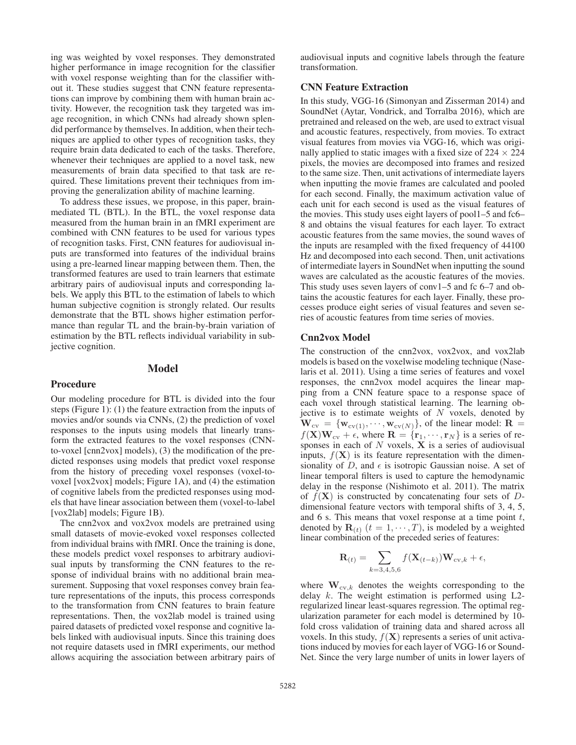ing was weighted by voxel responses. They demonstrated higher performance in image recognition for the classifier with voxel response weighting than for the classifier without it. These studies suggest that CNN feature representations can improve by combining them with human brain activity. However, the recognition task they targeted was image recognition, in which CNNs had already shown splendid performance by themselves. In addition, when their techniques are applied to other types of recognition tasks, they require brain data dedicated to each of the tasks. Therefore, whenever their techniques are applied to a novel task, new measurements of brain data specified to that task are required. These limitations prevent their techniques from improving the generalization ability of machine learning.

To address these issues, we propose, in this paper, brain-mediated TL (BTL). In the BTL, the voxel response data measured from the human brain in an fMRI experiment are combined with CNN features to be used for various types of recognition tasks. First, CNN features for audiovisual inputs are transformed into features of the individual brains using a pre-learned linear mapping between them. Then, the transformed features are used to train learners that estimate arbitrary pairs of audiovisual inputs and corresponding labels. We apply this BTL to the estimation of labels to which human subjective cognition is strongly related. Our results demonstrate that the BTL shows higher estimation performance than regular TL and the brain-by-brain variation of estimation by the BTL reflects individual variability in subjective cognition.

## Model

### Procedure

Our modeling procedure for BTL is divided into the four steps (Figure 1): (1) the feature extraction from the inputs of movies and/or sounds via CNNs, (2) the prediction of voxel responses to the inputs using models that linearly transform the extracted features to the voxel responses (CNN-to-voxel [cnn2vox] models), (3) the modification of the predicted responses using models that predict voxel response from the history of preceding voxel responses (voxel-to-voxel [vox2vox] models; Figure 1A), and (4) the estimation of cognitive labels from the predicted responses using models that have linear association between them (voxel-to-label [vox2lab] models; Figure 1B).

The cnn2vox and vox2vox models are pretrained using small datasets of movie-evoked voxel responses collected from individual brains with fMRI. Once the training is done, these models predict voxel responses to arbitrary audiovisual inputs by transforming the CNN features to the response of individual brains with no additional brain measurement. Supposing that voxel responses convey brain feature representations of the inputs, this process corresponds to the transformation from CNN features to brain feature representations. Then, the vox2lab model is trained using paired datasets of predicted voxel response and cognitive labels linked with audiovisual inputs. Since this training does not require datasets used in fMRI experiments, our method allows acquiring the association between arbitrary pairs of audiovisual inputs and cognitive labels through the feature transformation.

### CNN Feature Extraction

In this study, VGG-16 (Simonyan and Zisserman 2014) and SoundNet (Aytar, Vondrick, and Torralba 2016), which are pretrained and released on the web, are used to extract visual and acoustic features, respectively, from movies. To extract visual features from movies via VGG-16, which was originally applied to static images with a fixed size of $224 \times 224$ pixels, the movies are decomposed into frames and resized to the same size. Then, unit activations of intermediate layers when inputting the movie frames are calculated and pooled for each second. Finally, the maximum activation value of each unit for each second is used as the visual features of the movies. This study uses eight layers of pool1–5 and fc6–8 and obtains the visual features for each layer. To extract acoustic features from the same movies, the sound waves of the inputs are resampled with the fixed frequency of 44100 Hz and decomposed into each second. Then, unit activations of intermediate layers in SoundNet when inputting the sound waves are calculated as the acoustic features of the movies. This study uses seven layers of conv1–5 and fc 6–7 and obtains the acoustic features for each layer. Finally, these processes produce eight series of visual features and seven series of acoustic features from time series of movies.

### Cnn2vox Model

The construction of the cnn2vox, vox2vox, and vox2lab models is based on the voxelwise modeling technique (Naselaris et al. 2011). Using a time series of features and voxel responses, the cnn2vox model acquires the linear mapping from a CNN feature space to a response space of each voxel through statistical learning. The learning objective is to estimate weights of $N$ voxels, denoted by $\mathbf{W}_{\text{cv}} = \{\mathbf{w}_{\text{cv}(1)}, \cdots, \mathbf{w}_{\text{cv}(N)}\}$, of the linear model: $\mathbf{R} = f(\mathbf{X})\mathbf{W}_{\text{cv}} + \epsilon$, where $\mathbf{R} = \{\mathbf{r}_1, \cdots, \mathbf{r}_N\}$ is a series of responses in each of $N$ voxels, $\mathbf{X}$ is a series of audiovisual inputs, $f(\mathbf{X})$ is its feature representation with the dimensionality of $D$, and $\epsilon$ is isotropic Gaussian noise. A set of linear temporal filters is used to capture the hemodynamic delay in the response (Nishimoto et al. 2011). The matrix of $f(\mathbf{X})$ is constructed by concatenating four sets of $D$-dimensional feature vectors with temporal shifts of 3, 4, 5, and 6 s. This means that voxel response at a time point $t$, denoted by $\mathbf{R}_{(t)}$ $(t = 1, \cdots, T)$, is modeled by a weighted linear combination of the preceded series of features:

$$\mathbf{R}_{(t)} = \sum_{k=3,4,5,6} f(\mathbf{X}_{(t-k)})\mathbf{W}_{\text{cv},k} + \epsilon,$$

where $\mathbf{W}_{\text{cv},k}$ denotes the weights corresponding to the delay $k$. The weight estimation is performed using L2-regularized linear least-squares regression. The optimal regularization parameter for each model is determined by 10-fold cross validation of training data and shared across all voxels. In this study, $f(\mathbf{X})$ represents a series of unit activations induced by movies for each layer of VGG-16 or SoundNet. Since the very large number of units in lower layers of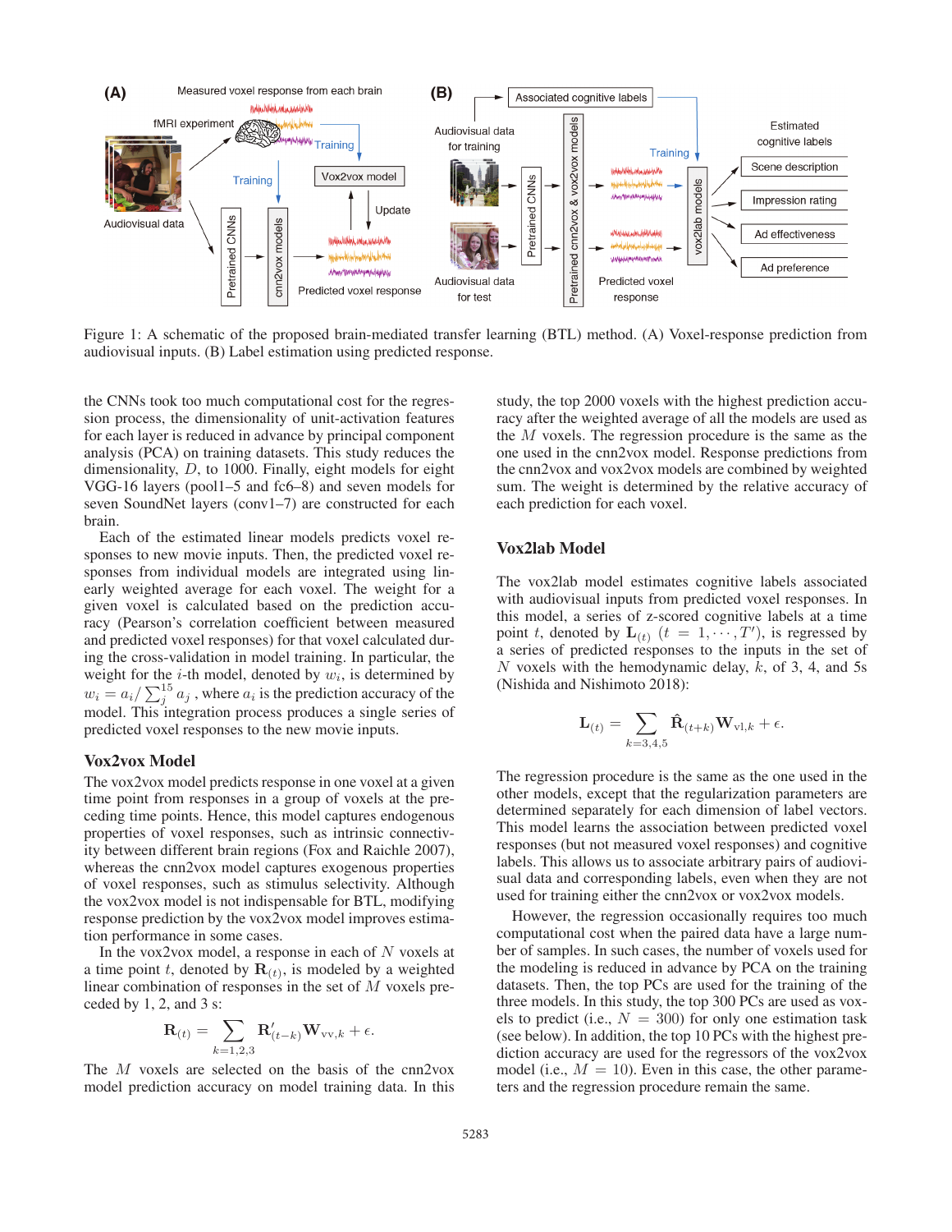Figure 1: A schematic of the proposed brain-mediated transfer learning (BTL) method. (A) Voxel-response prediction from audiovisual inputs. (B) Label estimation using predicted response.

the CNNs took too much computational cost for the regression process, the dimensionality of unit-activation features for each layer is reduced in advance by principal component analysis (PCA) on training datasets. This study reduces the dimensionality, $D$, to 1000. Finally, eight models for eight VGG-16 layers (pool1–5 and fc6–8) and seven models for seven SoundNet layers (conv1–7) are constructed for each brain.

Each of the estimated linear models predicts voxel responses to new movie inputs. Then, the predicted voxel responses from individual models are integrated using linearly weighted average for each voxel. The weight for a given voxel is calculated based on the prediction accuracy (Pearson's correlation coefficient between measured and predicted voxel responses) for that voxel calculated during the cross-validation in model training. In particular, the weight for the $i$-th model, denoted by $w_i$, is determined by $w_i = a_i / \sum_j^{15} a_j$ , where $a_i$ is the prediction accuracy of the model. This integration process produces a single series of predicted voxel responses to the new movie inputs.

## Vox2vox Model

The vox2vox model predicts response in one voxel at a given time point from responses in a group of voxels at the preceding time points. Hence, this model captures endogenous properties of voxel responses, such as intrinsic connectivity between different brain regions (Fox and Raichle 2007), whereas the cnn2vox model captures exogenous properties of voxel responses, such as stimulus selectivity. Although the vox2vox model is not indispensable for BTL, modifying response prediction by the vox2vox model improves estimation performance in some cases.

In the vox2vox model, a response in each of $N$ voxels at a time point $t$, denoted by $\mathbf{R}_{(t)}$, is modeled by a weighted linear combination of responses in the set of $M$ voxels preceded by 1, 2, and 3 s:

$$\mathbf{R}_{(t)} = \sum_{k=1,2,3} \mathbf{R}'_{(t-k)} \mathbf{W}_{\mathrm{vv},k} + \epsilon.$$

The $M$ voxels are selected on the basis of the cnn2vox model prediction accuracy on model training data. In this study, the top 2000 voxels with the highest prediction accuracy after the weighted average of all the models are used as the $M$ voxels. The regression procedure is the same as the one used in the cnn2vox model. Response predictions from the cnn2vox and vox2vox models are combined by weighted sum. The weight is determined by the relative accuracy of each prediction for each voxel.

## Vox2lab Model

The vox2lab model estimates cognitive labels associated with audiovisual inputs from predicted voxel responses. In this model, a series of z-scored cognitive labels at a time point $t$, denoted by $\mathbf{L}_{(t)}$ $(t = 1, \cdots, T')$, is regressed by a series of predicted responses to the inputs in the set of $N$ voxels with the hemodynamic delay, $k$, of 3, 4, and 5s (Nishida and Nishimoto 2018):

$$\mathbf{L}_{(t)} = \sum_{k=3,4,5} \hat{\mathbf{R}}_{(t+k)} \mathbf{W}_{\mathrm{vl},k} + \epsilon.$$

The regression procedure is the same as the one used in the other models, except that the regularization parameters are determined separately for each dimension of label vectors. This model learns the association between predicted voxel responses (but not measured voxel responses) and cognitive labels. This allows us to associate arbitrary pairs of audiovisual data and corresponding labels, even when they are not used for training either the cnn2vox or vox2vox models.

However, the regression occasionally requires too much computational cost when the paired data have a large number of samples. In such cases, the number of voxels used for the modeling is reduced in advance by PCA on the training datasets. Then, the top PCs are used for the training of the three models. In this study, the top 300 PCs are used as voxels to predict (i.e., $N = 300$) for only one estimation task (see below). In addition, the top 10 PCs with the highest prediction accuracy are used for the regressors of the vox2vox model (i.e., $M = 10$). Even in this case, the other parameters and the regression procedure remain the same.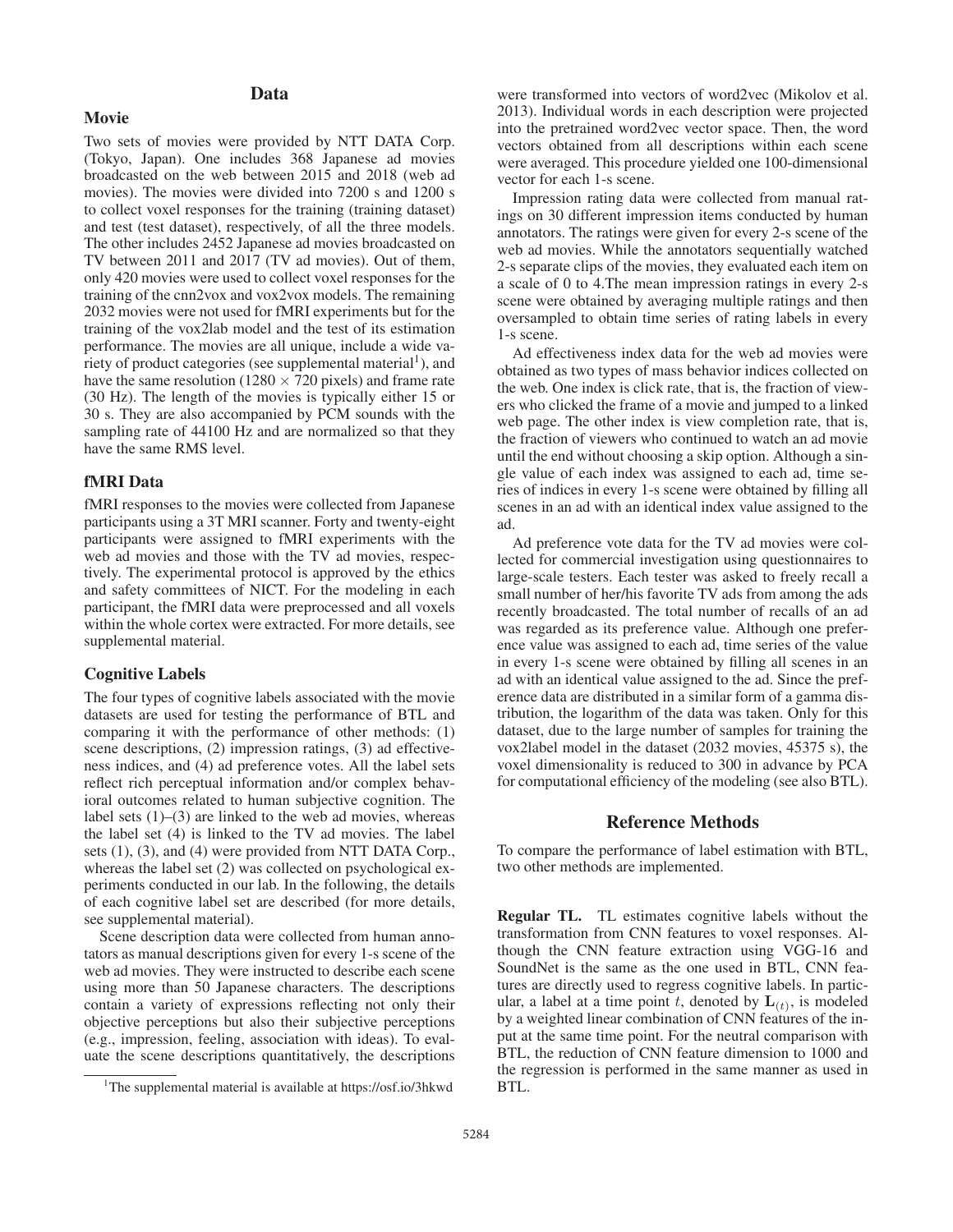# Data

## Movie

Two sets of movies were provided by NTT DATA Corp. (Tokyo, Japan). One includes 368 Japanese ad movies broadcasted on the web between 2015 and 2018 (web ad movies). The movies were divided into 7200 s and 1200 s to collect voxel responses for the training (training dataset) and test (test dataset), respectively, of all the three models. The other includes 2452 Japanese ad movies broadcasted on TV between 2011 and 2017 (TV ad movies). Out of them, only 420 movies were used to collect voxel responses for the training of the cnn2vox and vox2vox models. The remaining 2032 movies were not used for fMRI experiments but for the training of the vox2lab model and the test of its estimation performance. The movies are all unique, include a wide variety of product categories (see supplemental material[1]), and have the same resolution ($1280 \times 720$ pixels) and frame rate (30 Hz). The length of the movies is typically either 15 or 30 s. They are also accompanied by PCM sounds with the sampling rate of 44100 Hz and are normalized so that they have the same RMS level.

## fMRI Data

fMRI responses to the movies were collected from Japanese participants using a 3T MRI scanner. Forty and twenty-eight participants were assigned to fMRI experiments with the web ad movies and those with the TV ad movies, respectively. The experimental protocol is approved by the ethics and safety committees of NICT. For the modeling in each participant, the fMRI data were preprocessed and all voxels within the whole cortex were extracted. For more details, see supplemental material.

## Cognitive Labels

The four types of cognitive labels associated with the movie datasets are used for testing the performance of BTL and comparing it with the performance of other methods: (1) scene descriptions, (2) impression ratings, (3) ad effectiveness indices, and (4) ad preference votes. All the label sets reflect rich perceptual information and/or complex behavioral outcomes related to human subjective cognition. The label sets (1)–(3) are linked to the web ad movies, whereas the label set (4) is linked to the TV ad movies. The label sets (1), (3), and (4) were provided from NTT DATA Corp., whereas the label set (2) was collected on psychological experiments conducted in our lab. In the following, the details of each cognitive label set are described (for more details, see supplemental material).

Scene description data were collected from human annotators as manual descriptions given for every 1-s scene of the web ad movies. They were instructed to describe each scene using more than 50 Japanese characters. The descriptions contain a variety of expressions reflecting not only their objective perceptions but also their subjective perceptions (e.g., impression, feeling, association with ideas). To evaluate the scene descriptions quantitatively, the descriptions were transformed into vectors of word2vec (Mikolov et al. 2013). Individual words in each description were projected into the pretrained word2vec vector space. Then, the word vectors obtained from all descriptions within each scene were averaged. This procedure yielded one 100-dimensional vector for each 1-s scene.

Impression rating data were collected from manual ratings on 30 different impression items conducted by human annotators. The ratings were given for every 2-s scene of the web ad movies. While the annotators sequentially watched 2-s separate clips of the movies, they evaluated each item on a scale of 0 to 4.The mean impression ratings in every 2-s scene were obtained by averaging multiple ratings and then oversampled to obtain time series of rating labels in every 1-s scene.

Ad effectiveness index data for the web ad movies were obtained as two types of mass behavior indices collected on the web. One index is click rate, that is, the fraction of viewers who clicked the frame of a movie and jumped to a linked web page. The other index is view completion rate, that is, the fraction of viewers who continued to watch an ad movie until the end without choosing a skip option. Although a single value of each index was assigned to each ad, time series of indices in every 1-s scene were obtained by filling all scenes in an ad with an identical index value assigned to the ad.

Ad preference vote data for the TV ad movies were collected for commercial investigation using questionnaires to large-scale testers. Each tester was asked to freely recall a small number of her/his favorite TV ads from among the ads recently broadcasted. The total number of recalls of an ad was regarded as its preference value. Although one preference value was assigned to each ad, time series of the value in every 1-s scene were obtained by filling all scenes in an ad with an identical value assigned to the ad. Since the preference data are distributed in a similar form of a gamma distribution, the logarithm of the data was taken. Only for this dataset, due to the large number of samples for training the vox2label model in the dataset (2032 movies, 45375 s), the voxel dimensionality is reduced to 300 in advance by PCA for computational efficiency of the modeling (see also BTL).

# Reference Methods

To compare the performance of label estimation with BTL, two other methods are implemented.

**Regular TL.** TL estimates cognitive labels without the transformation from CNN features to voxel responses. Although the CNN feature extraction using VGG-16 and SoundNet is the same as the one used in BTL, CNN features are directly used to regress cognitive labels. In particular, a label at a time point $t$, denoted by $\mathbf{L}_{(t)}$, is modeled by a weighted linear combination of CNN features of the input at the same time point. For the neutral comparison with BTL, the reduction of CNN feature dimension to 1000 and the regression is performed in the same manner as used in BTL.

[1]The supplemental material is available at https://osf.io/3hkwd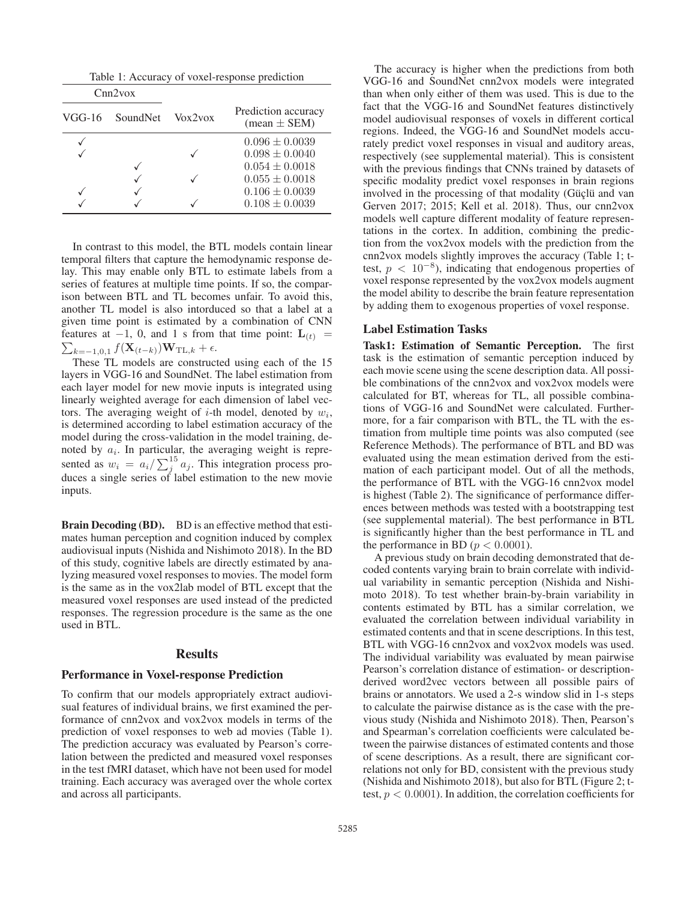Table 1: Accuracy of voxel-response prediction

| Cnn2vox | | | |
|---|---|---|---|
| VGG-16 | SoundNet | Vox2vox | Prediction accuracy (mean ± SEM) |
| ✓ | | | $0.096 \pm 0.0039$ |
| ✓ | | ✓ | $0.098 \pm 0.0040$ |
| | ✓ | | $0.054 \pm 0.0018$ |
| | ✓ | ✓ | $0.055 \pm 0.0018$ |
| ✓ | ✓ | | $0.106 \pm 0.0039$ |
| ✓ | ✓ | ✓ | $0.108 \pm 0.0039$ |

In contrast to this model, the BTL models contain linear temporal filters that capture the hemodynamic response delay. This may enable only BTL to estimate labels from a series of features at multiple time points. If so, the comparison between BTL and TL becomes unfair. To avoid this, another TL model is also intorduced so that a label at a given time point is estimated by a combination of CNN features at $-1$, 0, and 1 s from that time point: $\mathbf{L}_{(t)} = \sum_{k=-1,0,1} f(\mathbf{X}_{(t-k)})\mathbf{W}_{\mathrm{TL},k} + \epsilon$.

These TL models are constructed using each of the 15 layers in VGG-16 and SoundNet. The label estimation from each layer model for new movie inputs is integrated using linearly weighted average for each dimension of label vectors. The averaging weight of $i$-th model, denoted by $w_i$, is determined according to label estimation accuracy of the model during the cross-validation in the model training, denoted by $a_i$. In particular, the averaging weight is represented as $w_i = a_i / \sum_j^{15} a_j$. This integration process produces a single series of label estimation to the new movie inputs.

**Brain Decoding (BD).** BD is an effective method that estimates human perception and cognition induced by complex audiovisual inputs (Nishida and Nishimoto 2018). In the BD of this study, cognitive labels are directly estimated by analyzing measured voxel responses to movies. The model form is the same as in the vox2lab model of BTL except that the measured voxel responses are used instead of the predicted responses. The regression procedure is the same as the one used in BTL.

## Results

### Performance in Voxel-response Prediction

To confirm that our models appropriately extract audiovisual features of individual brains, we first examined the performance of cnn2vox and vox2vox models in terms of the prediction of voxel responses to web ad movies (Table 1). The prediction accuracy was evaluated by Pearson's correlation between the predicted and measured voxel responses in the test fMRI dataset, which have not been used for model training. Each accuracy was averaged over the whole cortex and across all participants.

The accuracy is higher when the predictions from both VGG-16 and SoundNet cnn2vox models were integrated than when only either of them was used. This is due to the fact that the VGG-16 and SoundNet features distinctively model audiovisual responses of voxels in different cortical regions. Indeed, the VGG-16 and SoundNet models accurately predict voxel responses in visual and auditory areas, respectively (see supplemental material). This is consistent with the previous findings that CNNs trained by datasets of specific modality predict voxel responses in brain regions involved in the processing of that modality (Güçlü and van Gerven 2017; 2015; Kell et al. 2018). Thus, our cnn2vox models well capture different modality of feature representations in the cortex. In addition, combining the prediction from the vox2vox models with the prediction from the cnn2vox models slightly improves the accuracy (Table 1; t-test, $p < 10^{-8}$), indicating that endogenous properties of voxel response represented by the vox2vox models augment the model ability to describe the brain feature representation by adding them to exogenous properties of voxel response.

### Label Estimation Tasks

**Task1: Estimation of Semantic Perception.** The first task is the estimation of semantic perception induced by each movie scene using the scene description data. All possible combinations of the cnn2vox and vox2vox models were calculated for BT, whereas for TL, all possible combinations of VGG-16 and SoundNet were calculated. Furthermore, for a fair comparison with BTL, the TL with the estimation from multiple time points was also computed (see Reference Methods). The performance of BTL and BD was evaluated using the mean estimation derived from the estimation of each participant model. Out of all the methods, the performance of BTL with the VGG-16 cnn2vox model is highest (Table 2). The significance of performance differences between methods was tested with a bootstrapping test (see supplemental material). The best performance in BTL is significantly higher than the best performance in TL and the performance in BD ($p < 0.0001$).

A previous study on brain decoding demonstrated that decoded contents varying brain to brain correlate with individual variability in semantic perception (Nishida and Nishimoto 2018). To test whether brain-by-brain variability in contents estimated by BTL has a similar correlation, we evaluated the correlation between individual variability in estimated contents and that in scene descriptions. In this test, BTL with VGG-16 cnn2vox and vox2vox models was used. The individual variability was evaluated by mean pairwise Pearson's correlation distance of estimation- or description-derived word2vec vectors between all possible pairs of brains or annotators. We used a 2-s window slid in 1-s steps to calculate the pairwise distance as is the case with the previous study (Nishida and Nishimoto 2018). Then, Pearson's and Spearman's correlation coefficients were calculated between the pairwise distances of estimated contents and those of scene descriptions. As a result, there are significant correlations not only for BD, consistent with the previous study (Nishida and Nishimoto 2018), but also for BTL (Figure 2; t-test, $p < 0.0001$). In addition, the correlation coefficients for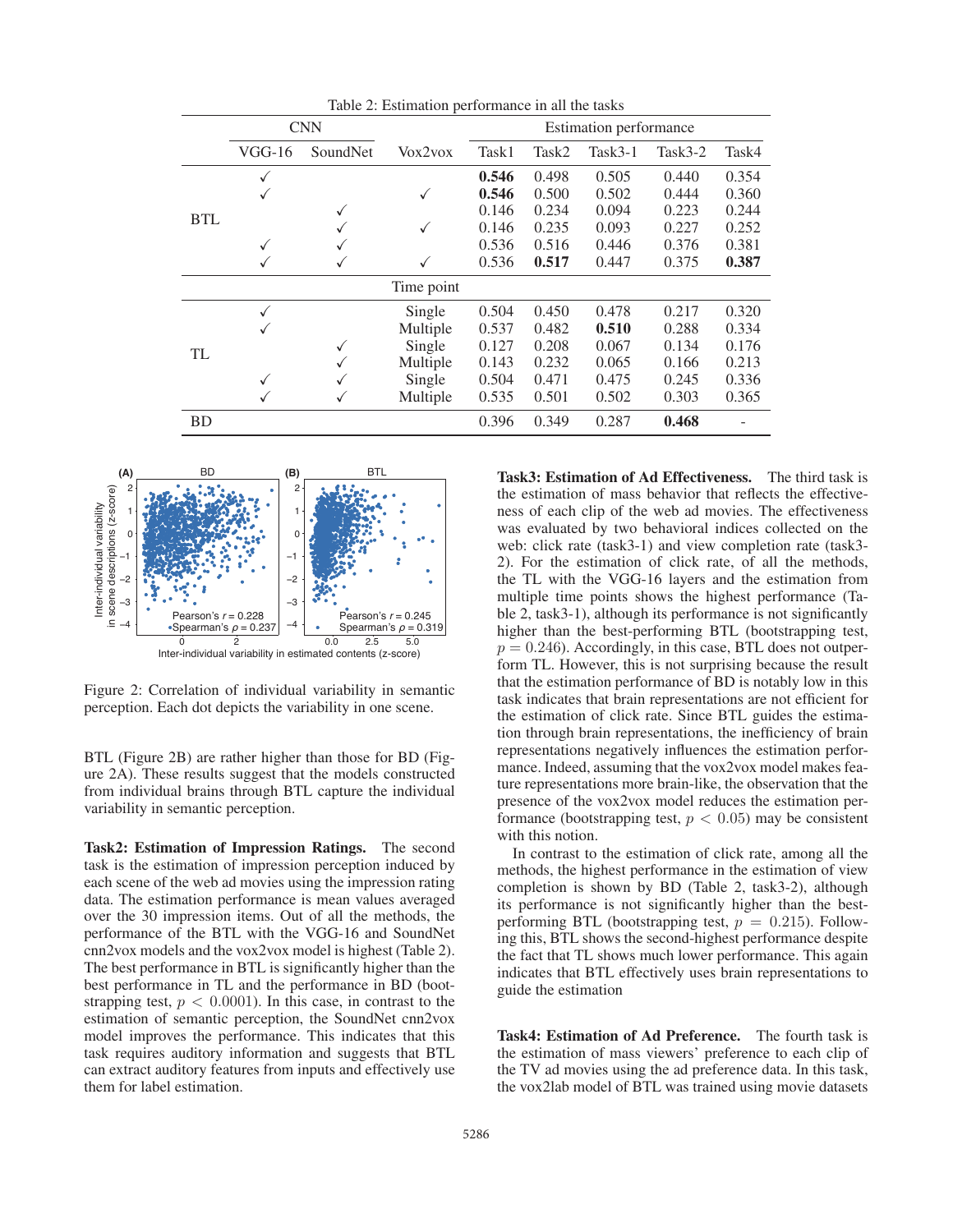Table 2: Estimation performance in all the tasks

| | CNN | | | Estimation performance | | | | |
|---|---|---|---|---|---|---|---|---|
| | VGG-16 | SoundNet | Vox2vox | Task1 | Task2 | Task3-1 | Task3-2 | Task4 |
| BTL | ✓ | | | **0.546** | 0.498 | 0.505 | 0.440 | 0.354 |
| | ✓ | | ✓ | **0.546** | 0.500 | 0.502 | 0.444 | 0.360 |
| | | ✓ | | 0.146 | 0.234 | 0.094 | 0.223 | 0.244 |
| | | ✓ | ✓ | 0.146 | 0.235 | 0.093 | 0.227 | 0.252 |
| | ✓ | ✓ | | 0.536 | 0.516 | 0.446 | 0.376 | 0.381 |
| | ✓ | ✓ | ✓ | 0.536 | **0.517** | 0.447 | 0.375 | **0.387** |
| | | | Time point | | | | | |
| TL | ✓ | | Single | 0.504 | 0.450 | 0.478 | 0.217 | 0.320 |
| | ✓ | | Multiple | 0.537 | 0.482 | **0.510** | 0.288 | 0.334 |
| | | ✓ | Single | 0.127 | 0.208 | 0.067 | 0.134 | 0.176 |
| | | ✓ | Multiple | 0.143 | 0.232 | 0.065 | 0.166 | 0.213 |
| | ✓ | ✓ | Single | 0.504 | 0.471 | 0.475 | 0.245 | 0.336 |
| | ✓ | ✓ | Multiple | 0.535 | 0.501 | 0.502 | 0.303 | 0.365 |
| BD | | | | 0.396 | 0.349 | 0.287 | **0.468** | - |

Figure 2: Correlation of individual variability in semantic perception. Each dot depicts the variability in one scene.

BTL (Figure 2B) are rather higher than those for BD (Figure 2A). These results suggest that the models constructed from individual brains through BTL capture the individual variability in semantic perception.

**Task2: Estimation of Impression Ratings.** The second task is the estimation of impression perception induced by each scene of the web ad movies using the impression rating data. The estimation performance is mean values averaged over the 30 impression items. Out of all the methods, the performance of the BTL with the VGG-16 and SoundNet cnn2vox models and the vox2vox model is highest (Table 2). The best performance in BTL is significantly higher than the best performance in TL and the performance in BD (bootstrapping test, $p < 0.0001$). In this case, in contrast to the estimation of semantic perception, the SoundNet cnn2vox model improves the performance. This indicates that this task requires auditory information and suggests that BTL can extract auditory features from inputs and effectively use them for label estimation.

**Task3: Estimation of Ad Effectiveness.** The third task is the estimation of mass behavior that reflects the effectiveness of each clip of the web ad movies. The effectiveness was evaluated by two behavioral indices collected on the web: click rate (task3-1) and view completion rate (task3-2). For the estimation of click rate, of all the methods, the TL with the VGG-16 layers and the estimation from multiple time points shows the highest performance (Table 2, task3-1), although its performance is not significantly higher than the best-performing BTL (bootstrapping test, $p = 0.246$). Accordingly, in this case, BTL does not outperform TL. However, this is not surprising because the result that the estimation performance of BD is notably low in this task indicates that brain representations are not efficient for the estimation of click rate. Since BTL guides the estimation through brain representations, the inefficiency of brain representations negatively influences the estimation performance. Indeed, assuming that the vox2vox model makes feature representations more brain-like, the observation that the presence of the vox2vox model reduces the estimation performance (bootstrapping test, $p < 0.05$) may be consistent with this notion.

In contrast to the estimation of click rate, among all the methods, the highest performance in the estimation of view completion is shown by BD (Table 2, task3-2), although its performance is not significantly higher than the best-performing BTL (bootstrapping test, $p = 0.215$). Following this, BTL shows the second-highest performance despite the fact that TL shows much lower performance. This again indicates that BTL effectively uses brain representations to guide the estimation

**Task4: Estimation of Ad Preference.** The fourth task is the estimation of mass viewers' preference to each clip of the TV ad movies using the ad preference data. In this task, the vox2lab model of BTL was trained using movie datasets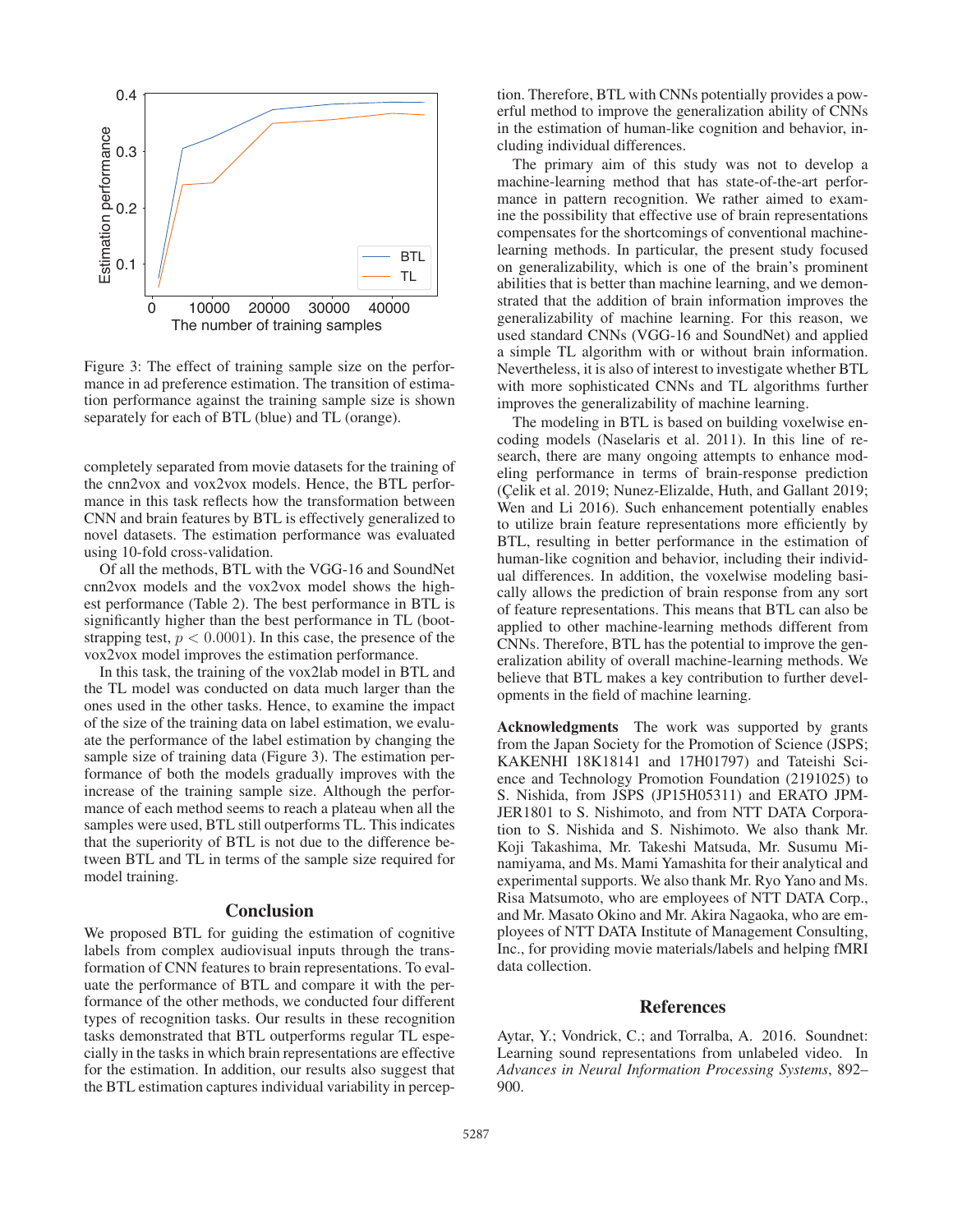Figure 3: The effect of training sample size on the performance in ad preference estimation. The transition of estimation performance against the training sample size is shown separately for each of BTL (blue) and TL (orange).

completely separated from movie datasets for the training of the cnn2vox and vox2vox models. Hence, the BTL performance in this task reflects how the transformation between CNN and brain features by BTL is effectively generalized to novel datasets. The estimation performance was evaluated using 10-fold cross-validation.

Of all the methods, BTL with the VGG-16 and SoundNet cnn2vox models and the vox2vox model shows the highest performance (Table 2). The best performance in BTL is significantly higher than the best performance in TL (bootstrapping test, $p < 0.0001$). In this case, the presence of the vox2vox model improves the estimation performance.

In this task, the training of the vox2lab model in BTL and the TL model was conducted on data much larger than the ones used in the other tasks. Hence, to examine the impact of the size of the training data on label estimation, we evaluate the performance of the label estimation by changing the sample size of training data (Figure 3). The estimation performance of both the models gradually improves with the increase of the training sample size. Although the performance of each method seems to reach a plateau when all the samples were used, BTL still outperforms TL. This indicates that the superiority of BTL is not due to the difference between BTL and TL in terms of the sample size required for model training.

## Conclusion

We proposed BTL for guiding the estimation of cognitive labels from complex audiovisual inputs through the transformation of CNN features to brain representations. To evaluate the performance of BTL and compare it with the performance of the other methods, we conducted four different types of recognition tasks. Our results in these recognition tasks demonstrated that BTL outperforms regular TL especially in the tasks in which brain representations are effective for the estimation. In addition, our results also suggest that the BTL estimation captures individual variability in perception. Therefore, BTL with CNNs potentially provides a powerful method to improve the generalization ability of CNNs in the estimation of human-like cognition and behavior, including individual differences.

The primary aim of this study was not to develop a machine-learning method that has state-of-the-art performance in pattern recognition. We rather aimed to examine the possibility that effective use of brain representations compensates for the shortcomings of conventional machine-learning methods. In particular, the present study focused on generalizability, which is one of the brain's prominent abilities that is better than machine learning, and we demonstrated that the addition of brain information improves the generalizability of machine learning. For this reason, we used standard CNNs (VGG-16 and SoundNet) and applied a simple TL algorithm with or without brain information. Nevertheless, it is also of interest to investigate whether BTL with more sophisticated CNNs and TL algorithms further improves the generalizability of machine learning.

The modeling in BTL is based on building voxelwise encoding models (Naselaris et al. 2011). In this line of research, there are many ongoing attempts to enhance modeling performance in terms of brain-response prediction (Çelik et al. 2019; Nunez-Elizalde, Huth, and Gallant 2019; Wen and Li 2016). Such enhancement potentially enables to utilize brain feature representations more efficiently by BTL, resulting in better performance in the estimation of human-like cognition and behavior, including their individual differences. In addition, the voxelwise modeling basically allows the prediction of brain response from any sort of feature representations. This means that BTL can also be applied to other machine-learning methods different from CNNs. Therefore, BTL has the potential to improve the generalization ability of overall machine-learning methods. We believe that BTL makes a key contribution to further developments in the field of machine learning.

**Acknowledgments** The work was supported by grants from the Japan Society for the Promotion of Science (JSPS; KAKENHI 18K18141 and 17H01797) and Tateishi Science and Technology Promotion Foundation (2191025) to S. Nishida, from JSPS (JP15H05311) and ERATO JPMJER1801 to S. Nishimoto, and from NTT DATA Corporation to S. Nishida and S. Nishimoto. We also thank Mr. Koji Takashima, Mr. Takeshi Matsuda, Mr. Susumu Minamiyama, and Ms. Mami Yamashita for their analytical and experimental supports. We also thank Mr. Ryo Yano and Ms. Risa Matsumoto, who are employees of NTT DATA Corp., and Mr. Masato Okino and Mr. Akira Nagaoka, who are employees of NTT DATA Institute of Management Consulting, Inc., for providing movie materials/labels and helping fMRI data collection.

## References

Aytar, Y.; Vondrick, C.; and Torralba, A. 2016. Soundnet: Learning sound representations from unlabeled video. In *Advances in Neural Information Processing Systems*, 892–900.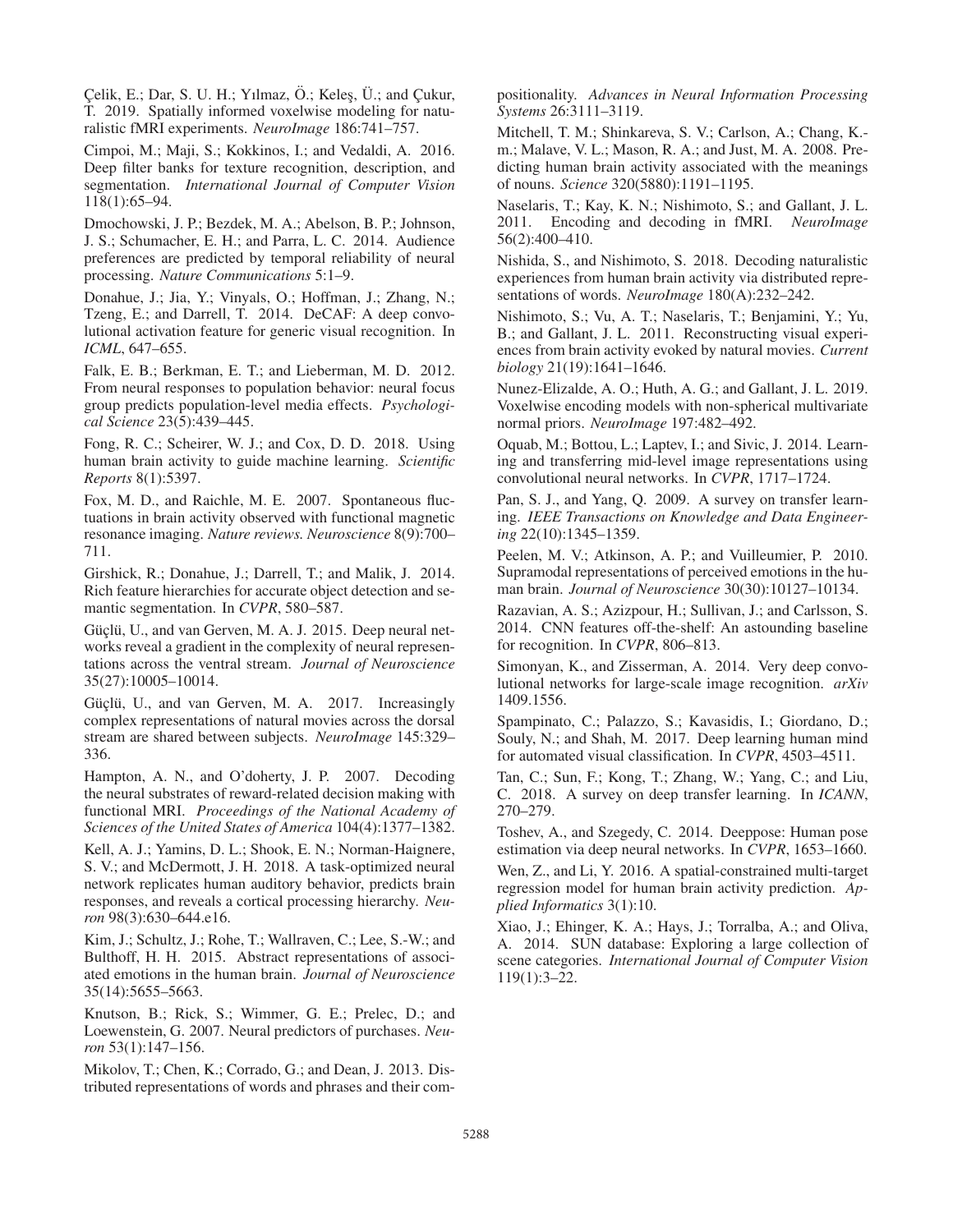Çelik, E.; Dar, S. U. H.; Yılmaz, Ö.; Keleş, Ü.; and Çukur, T. 2019. Spatially informed voxelwise modeling for naturalistic fMRI experiments. *NeuroImage* 186:741–757.

Cimpoi, M.; Maji, S.; Kokkinos, I.; and Vedaldi, A. 2016. Deep filter banks for texture recognition, description, and segmentation. *International Journal of Computer Vision* 118(1):65–94.

Dmochowski, J. P.; Bezdek, M. A.; Abelson, B. P.; Johnson, J. S.; Schumacher, E. H.; and Parra, L. C. 2014. Audience preferences are predicted by temporal reliability of neural processing. *Nature Communications* 5:1–9.

Donahue, J.; Jia, Y.; Vinyals, O.; Hoffman, J.; Zhang, N.; Tzeng, E.; and Darrell, T. 2014. DeCAF: A deep convolutional activation feature for generic visual recognition. In *ICML*, 647–655.

Falk, E. B.; Berkman, E. T.; and Lieberman, M. D. 2012. From neural responses to population behavior: neural focus group predicts population-level media effects. *Psychological Science* 23(5):439–445.

Fong, R. C.; Scheirer, W. J.; and Cox, D. D. 2018. Using human brain activity to guide machine learning. *Scientific Reports* 8(1):5397.

Fox, M. D., and Raichle, M. E. 2007. Spontaneous fluctuations in brain activity observed with functional magnetic resonance imaging. *Nature reviews. Neuroscience* 8(9):700–711.

Girshick, R.; Donahue, J.; Darrell, T.; and Malik, J. 2014. Rich feature hierarchies for accurate object detection and semantic segmentation. In *CVPR*, 580–587.

Güçlü, U., and van Gerven, M. A. J. 2015. Deep neural networks reveal a gradient in the complexity of neural representations across the ventral stream. *Journal of Neuroscience* 35(27):10005–10014.

Güçlü, U., and van Gerven, M. A. 2017. Increasingly complex representations of natural movies across the dorsal stream are shared between subjects. *NeuroImage* 145:329–336.

Hampton, A. N., and O'doherty, J. P. 2007. Decoding the neural substrates of reward-related decision making with functional MRI. *Proceedings of the National Academy of Sciences of the United States of America* 104(4):1377–1382.

Kell, A. J.; Yamins, D. L.; Shook, E. N.; Norman-Haignere, S. V.; and McDermott, J. H. 2018. A task-optimized neural network replicates human auditory behavior, predicts brain responses, and reveals a cortical processing hierarchy. *Neuron* 98(3):630–644.e16.

Kim, J.; Schultz, J.; Rohe, T.; Wallraven, C.; Lee, S.-W.; and Bulthoff, H. H. 2015. Abstract representations of associated emotions in the human brain. *Journal of Neuroscience* 35(14):5655–5663.

Knutson, B.; Rick, S.; Wimmer, G. E.; Prelec, D.; and Loewenstein, G. 2007. Neural predictors of purchases. *Neuron* 53(1):147–156.

Mikolov, T.; Chen, K.; Corrado, G.; and Dean, J. 2013. Distributed representations of words and phrases and their compositionality. *Advances in Neural Information Processing Systems* 26:3111–3119.

Mitchell, T. M.; Shinkareva, S. V.; Carlson, A.; Chang, K.-m.; Malave, V. L.; Mason, R. A.; and Just, M. A. 2008. Predicting human brain activity associated with the meanings of nouns. *Science* 320(5880):1191–1195.

Naselaris, T.; Kay, K. N.; Nishimoto, S.; and Gallant, J. L. 2011. Encoding and decoding in fMRI. *NeuroImage* 56(2):400–410.

Nishida, S., and Nishimoto, S. 2018. Decoding naturalistic experiences from human brain activity via distributed representations of words. *NeuroImage* 180(A):232–242.

Nishimoto, S.; Vu, A. T.; Naselaris, T.; Benjamini, Y.; Yu, B.; and Gallant, J. L. 2011. Reconstructing visual experiences from brain activity evoked by natural movies. *Current biology* 21(19):1641–1646.

Nunez-Elizalde, A. O.; Huth, A. G.; and Gallant, J. L. 2019. Voxelwise encoding models with non-spherical multivariate normal priors. *NeuroImage* 197:482–492.

Oquab, M.; Bottou, L.; Laptev, I.; and Sivic, J. 2014. Learning and transferring mid-level image representations using convolutional neural networks. In *CVPR*, 1717–1724.

Pan, S. J., and Yang, Q. 2009. A survey on transfer learning. *IEEE Transactions on Knowledge and Data Engineering* 22(10):1345–1359.

Peelen, M. V.; Atkinson, A. P.; and Vuilleumier, P. 2010. Supramodal representations of perceived emotions in the human brain. *Journal of Neuroscience* 30(30):10127–10134.

Razavian, A. S.; Azizpour, H.; Sullivan, J.; and Carlsson, S. 2014. CNN features off-the-shelf: An astounding baseline for recognition. In *CVPR*, 806–813.

Simonyan, K., and Zisserman, A. 2014. Very deep convolutional networks for large-scale image recognition. *arXiv* 1409.1556.

Spampinato, C.; Palazzo, S.; Kavasidis, I.; Giordano, D.; Souly, N.; and Shah, M. 2017. Deep learning human mind for automated visual classification. In *CVPR*, 4503–4511.

Tan, C.; Sun, F.; Kong, T.; Zhang, W.; Yang, C.; and Liu, C. 2018. A survey on deep transfer learning. In *ICANN*, 270–279.

Toshev, A., and Szegedy, C. 2014. Deeppose: Human pose estimation via deep neural networks. In *CVPR*, 1653–1660.

Wen, Z., and Li, Y. 2016. A spatial-constrained multi-target regression model for human brain activity prediction. *Applied Informatics* 3(1):10.

Xiao, J.; Ehinger, K. A.; Hays, J.; Torralba, A.; and Oliva, A. 2014. SUN database: Exploring a large collection of scene categories. *International Journal of Computer Vision* 119(1):3–22.